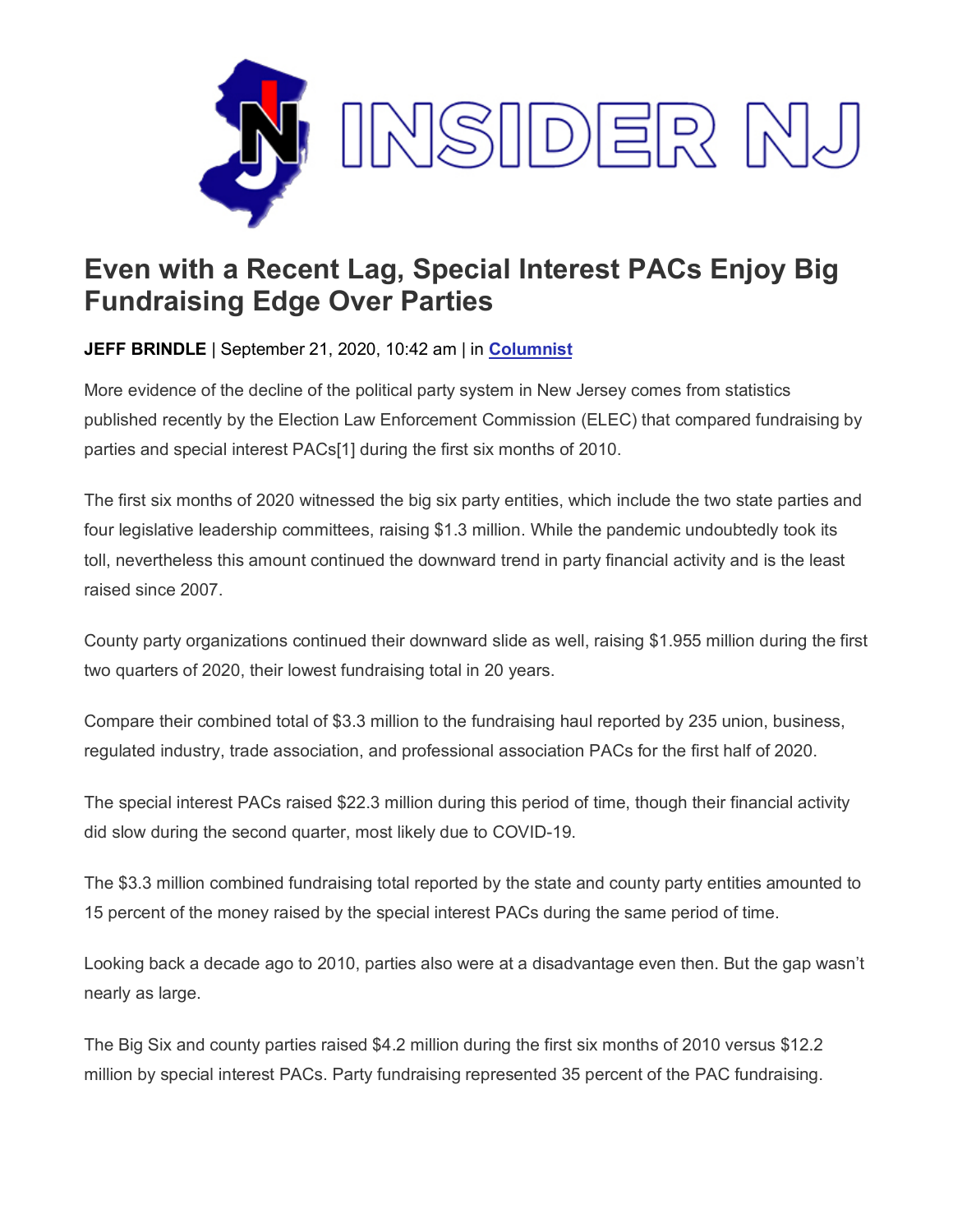INSIDER NJ

# Even with a Recent Lag, Special Interest PACs Enjoy Big Fundraising Edge Over Parties

**JEFF BRINDLE** | September 21, 2020, 10:42 am | in **Columnist**

More evidence of the decline of the political party system in New Jersey comes from statistics published recently by the Election Law Enforcement Commission (ELEC) that compared fundraising by parties and special interest PACs[1] during the first six months of 2010.

The first six months of 2020 witnessed the big six party entities, which include the two state parties and four legislative leadership committees, raising $1.3 million. While the pandemic undoubtedly took its toll, nevertheless this amount continued the downward trend in party financial activity and is the least raised since 2007.

County party organizations continued their downward slide as well, raising $1.955 million during the first two quarters of 2020, their lowest fundraising total in 20 years.

Compare their combined total of $3.3 million to the fundraising haul reported by 235 union, business, regulated industry, trade association, and professional association PACs for the first half of 2020.

The special interest PACs raised $22.3 million during this period of time, though their financial activity did slow during the second quarter, most likely due to COVID-19.

The $3.3 million combined fundraising total reported by the state and county party entities amounted to 15 percent of the money raised by the special interest PACs during the same period of time.

Looking back a decade ago to 2010, parties also were at a disadvantage even then. But the gap wasn't nearly as large.

The Big Six and county parties raised $4.2 million during the first six months of 2010 versus $12.2 million by special interest PACs. Party fundraising represented 35 percent of the PAC fundraising.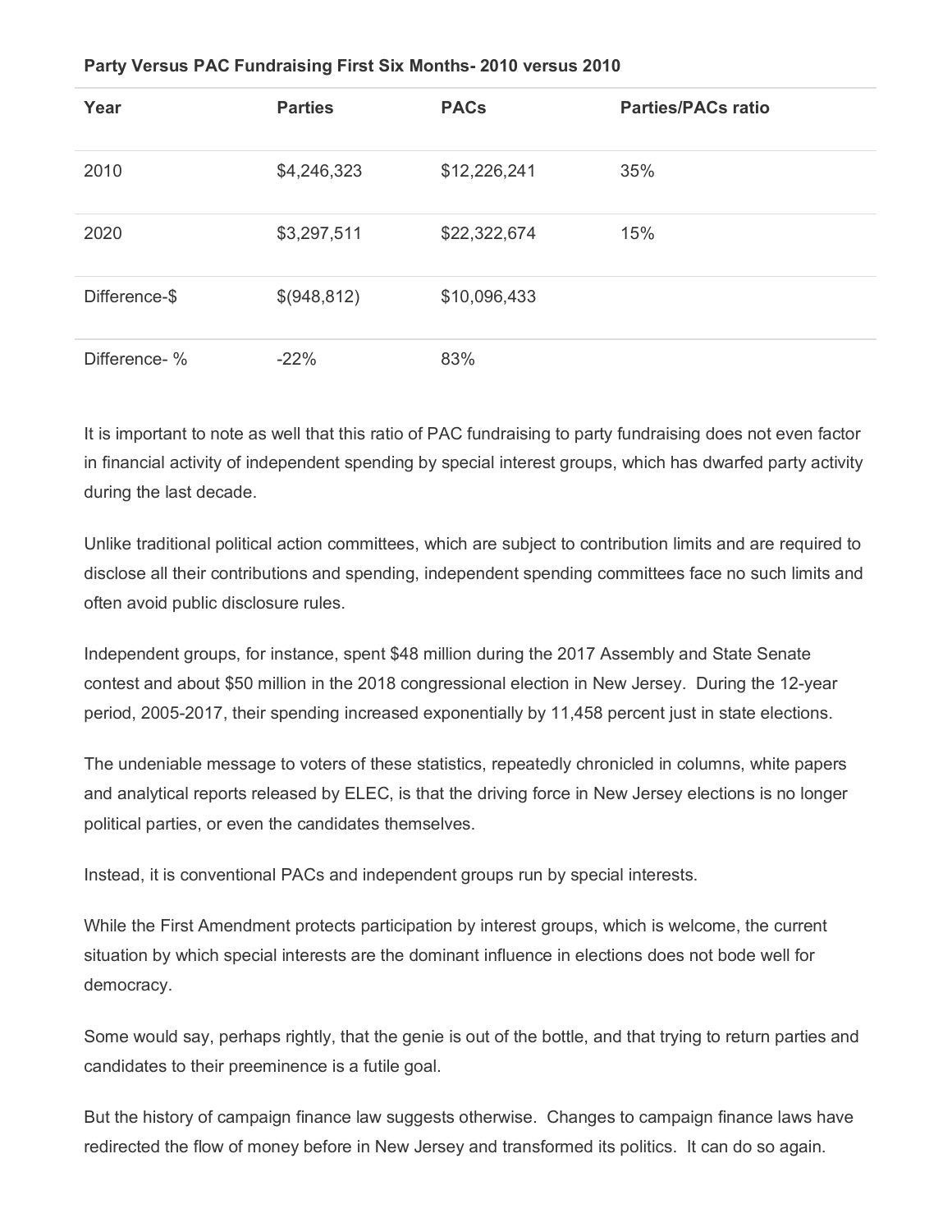**Party Versus PAC Fundraising First Six Months- 2010 versus 2010**

| Year | Parties | PACs | Parties/PACs ratio |
|---|---|---|---|
| 2010 | $4,246,323 | $12,226,241 | 35% |
| 2020 | $3,297,511 | $22,322,674 | 15% |
| Difference-$ | $(948,812) | $10,096,433 | |
| Difference- % | -22% | 83% | |

It is important to note as well that this ratio of PAC fundraising to party fundraising does not even factor in financial activity of independent spending by special interest groups, which has dwarfed party activity during the last decade.

Unlike traditional political action committees, which are subject to contribution limits and are required to disclose all their contributions and spending, independent spending committees face no such limits and often avoid public disclosure rules.

Independent groups, for instance, spent $48 million during the 2017 Assembly and State Senate contest and about $50 million in the 2018 congressional election in New Jersey. During the 12-year period, 2005-2017, their spending increased exponentially by 11,458 percent just in state elections.

The undeniable message to voters of these statistics, repeatedly chronicled in columns, white papers and analytical reports released by ELEC, is that the driving force in New Jersey elections is no longer political parties, or even the candidates themselves.

Instead, it is conventional PACs and independent groups run by special interests.

While the First Amendment protects participation by interest groups, which is welcome, the current situation by which special interests are the dominant influence in elections does not bode well for democracy.

Some would say, perhaps rightly, that the genie is out of the bottle, and that trying to return parties and candidates to their preeminence is a futile goal.

But the history of campaign finance law suggests otherwise. Changes to campaign finance laws have redirected the flow of money before in New Jersey and transformed its politics. It can do so again.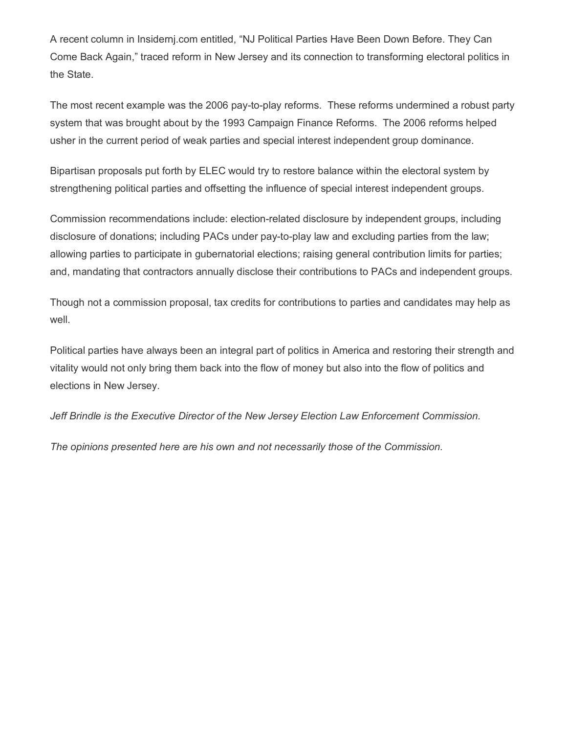A recent column in Insidernj.com entitled, “NJ Political Parties Have Been Down Before. They Can Come Back Again,” traced reform in New Jersey and its connection to transforming electoral politics in the State.

The most recent example was the 2006 pay-to-play reforms. These reforms undermined a robust party system that was brought about by the 1993 Campaign Finance Reforms. The 2006 reforms helped usher in the current period of weak parties and special interest independent group dominance.

Bipartisan proposals put forth by ELEC would try to restore balance within the electoral system by strengthening political parties and offsetting the influence of special interest independent groups.

Commission recommendations include: election-related disclosure by independent groups, including disclosure of donations; including PACs under pay-to-play law and excluding parties from the law; allowing parties to participate in gubernatorial elections; raising general contribution limits for parties; and, mandating that contractors annually disclose their contributions to PACs and independent groups.

Though not a commission proposal, tax credits for contributions to parties and candidates may help as well.

Political parties have always been an integral part of politics in America and restoring their strength and vitality would not only bring them back into the flow of money but also into the flow of politics and elections in New Jersey.

*Jeff Brindle is the Executive Director of the New Jersey Election Law Enforcement Commission.*

*The opinions presented here are his own and not necessarily those of the Commission.*